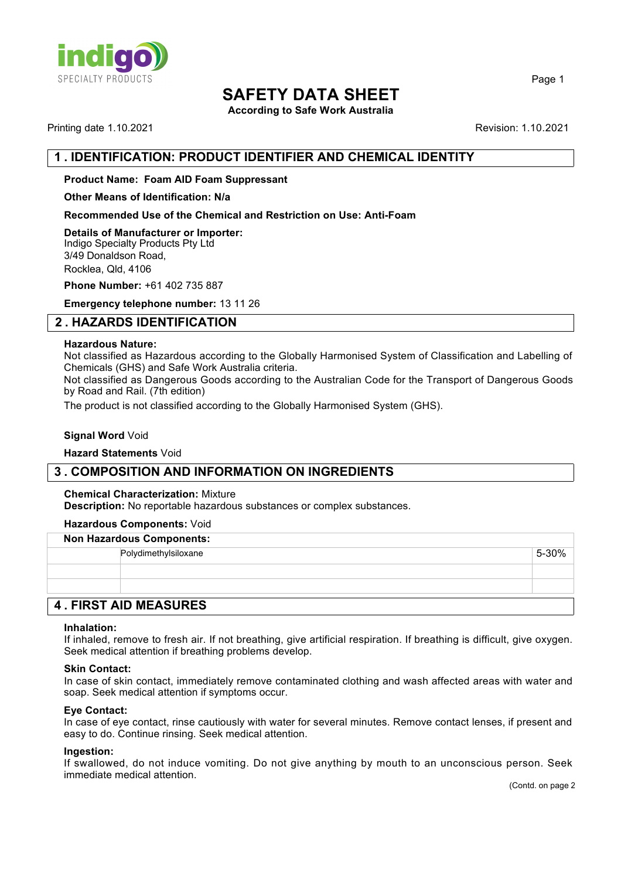# SAFETY DATA SHEET

**According to Safe Work Australia**

Printing date 1.10.2021

Revision: 1.10.2021

## 1 . IDENTIFICATION: PRODUCT IDENTIFIER AND CHEMICAL IDENTITY

**Product Name: Foam AID Foam Suppressant**

**Other Means of Identification: N/a**

**Recommended Use of the Chemical and Restriction on Use: Anti-Foam**

**Details of Manufacturer or Importer:**
Indigo Specialty Products Pty Ltd
3/49 Donaldson Road,
Rocklea, Qld, 4106

**Phone Number:** +61 402 735 887

**Emergency telephone number:** 13 11 26

## 2 . HAZARDS IDENTIFICATION

**Hazardous Nature:**
Not classified as Hazardous according to the Globally Harmonised System of Classification and Labelling of Chemicals (GHS) and Safe Work Australia criteria.
Not classified as Dangerous Goods according to the Australian Code for the Transport of Dangerous Goods by Road and Rail. (7th edition)
The product is not classified according to the Globally Harmonised System (GHS).

**Signal Word** Void

**Hazard Statements** Void

## 3 . COMPOSITION AND INFORMATION ON INGREDIENTS

**Chemical Characterization:** Mixture
**Description:** No reportable hazardous substances or complex substances.

**Hazardous Components:** Void

| **Non Hazardous Components:** | | |
|---|---|---|
| | Polydimethylsiloxane | 5-30% |
| | | |
| | | |

## 4 . FIRST AID MEASURES

**Inhalation:**
If inhaled, remove to fresh air. If not breathing, give artificial respiration. If breathing is difficult, give oxygen. Seek medical attention if breathing problems develop.

**Skin Contact:**
In case of skin contact, immediately remove contaminated clothing and wash affected areas with water and soap. Seek medical attention if symptoms occur.

**Eye Contact:**
In case of eye contact, rinse cautiously with water for several minutes. Remove contact lenses, if present and easy to do. Continue rinsing. Seek medical attention.

**Ingestion:**
If swallowed, do not induce vomiting. Do not give anything by mouth to an unconscious person. Seek immediate medical attention.

(Contd. on page 2)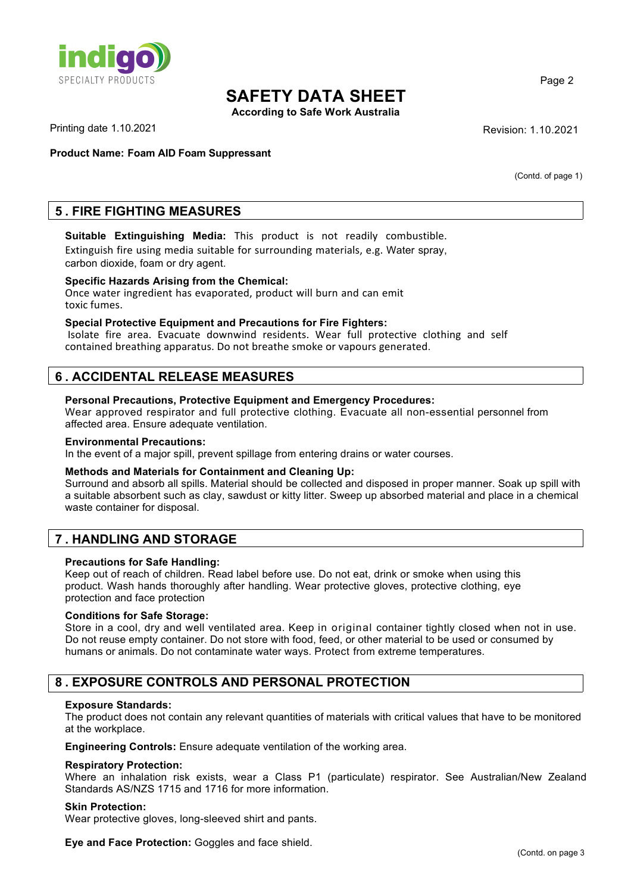# SAFETY DATA SHEET

**According to Safe Work Australia**

Printing date 1.10.2021

Revision: 1.10.2021

**Product Name: Foam AID Foam Suppressant**

(Contd. of page 1)

## 5 . FIRE FIGHTING MEASURES

**Suitable Extinguishing Media:** This product is not readily combustible. Extinguish fire using media suitable for surrounding materials, e.g. Water spray, carbon dioxide, foam or dry agent.

**Specific Hazards Arising from the Chemical:**
Once water ingredient has evaporated, product will burn and can emit toxic fumes.

**Special Protective Equipment and Precautions for Fire Fighters:**
Isolate fire area. Evacuate downwind residents. Wear full protective clothing and self contained breathing apparatus. Do not breathe smoke or vapours generated.

## 6 . ACCIDENTAL RELEASE MEASURES

**Personal Precautions, Protective Equipment and Emergency Procedures:**
Wear approved respirator and full protective clothing. Evacuate all non-essential personnel from affected area. Ensure adequate ventilation.

**Environmental Precautions:**
In the event of a major spill, prevent spillage from entering drains or water courses.

**Methods and Materials for Containment and Cleaning Up:**
Surround and absorb all spills. Material should be collected and disposed in proper manner. Soak up spill with a suitable absorbent such as clay, sawdust or kitty litter. Sweep up absorbed material and place in a chemical waste container for disposal.

## 7 . HANDLING AND STORAGE

**Precautions for Safe Handling:**
Keep out of reach of children. Read label before use. Do not eat, drink or smoke when using this product. Wash hands thoroughly after handling. Wear protective gloves, protective clothing, eye protection and face protection

**Conditions for Safe Storage:**
Store in a cool, dry and well ventilated area. Keep in original container tightly closed when not in use. Do not reuse empty container. Do not store with food, feed, or other material to be used or consumed by humans or animals. Do not contaminate water ways. Protect from extreme temperatures.

## 8 . EXPOSURE CONTROLS AND PERSONAL PROTECTION

**Exposure Standards:**
The product does not contain any relevant quantities of materials with critical values that have to be monitored at the workplace.

**Engineering Controls:** Ensure adequate ventilation of the working area.

**Respiratory Protection:**
Where an inhalation risk exists, wear a Class P1 (particulate) respirator. See Australian/New Zealand Standards AS/NZS 1715 and 1716 for more information.

**Skin Protection:**
Wear protective gloves, long-sleeved shirt and pants.

**Eye and Face Protection:** Goggles and face shield.

(Contd. on page 3)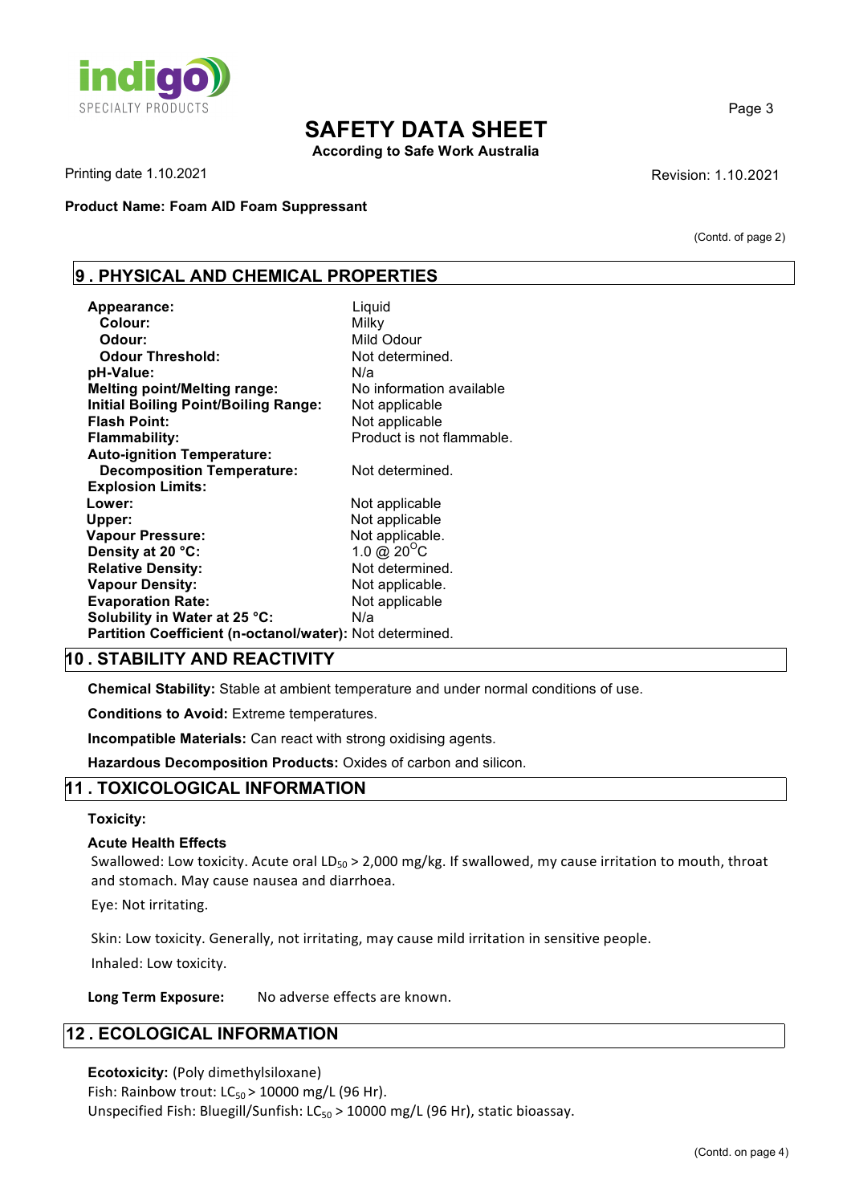**Product Name: Foam AID Foam Suppressant**

(Contd. of page 2)

## 9 . PHYSICAL AND CHEMICAL PROPERTIES

| | |
|---|---|
| **Appearance:** | Liquid |
| **Colour:** | Milky |
| **Odour:** | Mild Odour |
| **Odour Threshold:** | Not determined. |
| **pH-Value:** | N/a |
| **Melting point/Melting range:** | No information available |
| **Initial Boiling Point/Boiling Range:** | Not applicable |
| **Flash Point:** | Not applicable |
| **Flammability:** | Product is not flammable. |
| **Auto-ignition Temperature:** | |
| **Decomposition Temperature:** | Not determined. |
| **Explosion Limits:** | |
| **Lower:** | Not applicable |
| **Upper:** | Not applicable |
| **Vapour Pressure:** | Not applicable. |
| **Density at 20 °C:** | 1.0 @ 20$^{O}$C |
| **Relative Density:** | Not determined. |
| **Vapour Density:** | Not applicable. |
| **Evaporation Rate:** | Not applicable |
| **Solubility in Water at 25 °C:** | N/a |
| **Partition Coefficient (n-octanol/water):** | Not determined. |

## 10 . STABILITY AND REACTIVITY

**Chemical Stability:** Stable at ambient temperature and under normal conditions of use.

**Conditions to Avoid:** Extreme temperatures.

**Incompatible Materials:** Can react with strong oxidising agents.

**Hazardous Decomposition Products:** Oxides of carbon and silicon.

## 11 . TOXICOLOGICAL INFORMATION

**Toxicity:**

**Acute Health Effects**

Swallowed: Low toxicity. Acute oral $LD_{50}$ > 2,000 mg/kg. If swallowed, my cause irritation to mouth, throat and stomach. May cause nausea and diarrhoea.

Eye: Not irritating.

Skin: Low toxicity. Generally, not irritating, may cause mild irritation in sensitive people.

Inhaled: Low toxicity.

**Long Term Exposure:** No adverse effects are known.

## 12 . ECOLOGICAL INFORMATION

**Ecotoxicity:** (Poly dimethylsiloxane)
Fish: Rainbow trout: $LC_{50}$ > 10000 mg/L (96 Hr).
Unspecified Fish: Bluegill/Sunfish: $LC_{50}$ > 10000 mg/L (96 Hr), static bioassay.

(Contd. on page 4)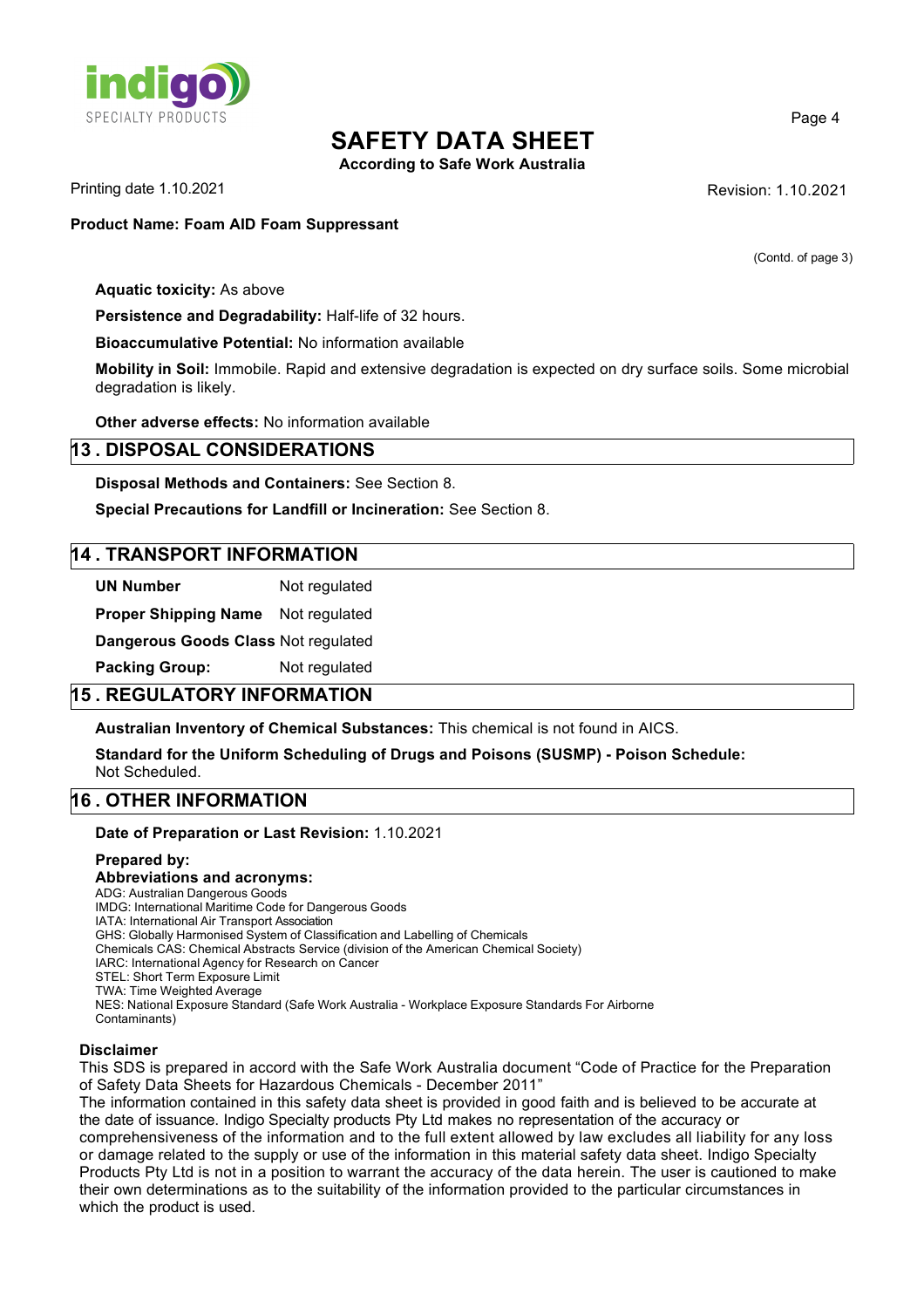**Aquatic toxicity:** As above

**Persistence and Degradability:** Half-life of 32 hours.

**Bioaccumulative Potential:** No information available

**Mobility in Soil:** Immobile. Rapid and extensive degradation is expected on dry surface soils. Some microbial degradation is likely.

**Other adverse effects:** No information available

## 13 . DISPOSAL CONSIDERATIONS

**Disposal Methods and Containers:** See Section 8.

**Special Precautions for Landfill or Incineration:** See Section 8.

## 14 . TRANSPORT INFORMATION

| | |
|---|---|
| **UN Number** | Not regulated |
| **Proper Shipping Name** | Not regulated |
| **Dangerous Goods Class** | Not regulated |
| **Packing Group:** | Not regulated |

## 15 . REGULATORY INFORMATION

**Australian Inventory of Chemical Substances:** This chemical is not found in AICS.

**Standard for the Uniform Scheduling of Drugs and Poisons (SUSMP) - Poison Schedule:**
Not Scheduled.

## 16 . OTHER INFORMATION

**Date of Preparation or Last Revision:** 1.10.2021

**Prepared by:**

**Abbreviations and acronyms:**

ADG: Australian Dangerous Goods
IMDG: International Maritime Code for Dangerous Goods
IATA: International Air Transport Association
GHS: Globally Harmonised System of Classification and Labelling of Chemicals
Chemicals CAS: Chemical Abstracts Service (division of the American Chemical Society)
IARC: International Agency for Research on Cancer
STEL: Short Term Exposure Limit
TWA: Time Weighted Average
NES: National Exposure Standard (Safe Work Australia - Workplace Exposure Standards For Airborne Contaminants)

**Disclaimer**

This SDS is prepared in accord with the Safe Work Australia document "Code of Practice for the Preparation of Safety Data Sheets for Hazardous Chemicals - December 2011"

The information contained in this safety data sheet is provided in good faith and is believed to be accurate at the date of issuance. Indigo Specialty products Pty Ltd makes no representation of the accuracy or comprehensiveness of the information and to the full extent allowed by law excludes all liability for any loss or damage related to the supply or use of the information in this material safety data sheet. Indigo Specialty Products Pty Ltd is not in a position to warrant the accuracy of the data herein. The user is cautioned to make their own determinations as to the suitability of the information provided to the particular circumstances in which the product is used.